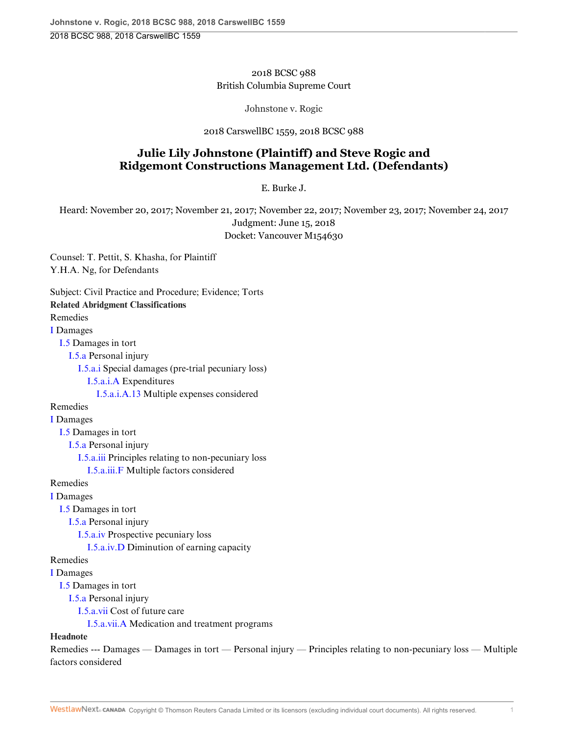2018 BCSC 988
British Columbia Supreme Court

Johnstone v. Rogic

2018 CarswellBC 1559, 2018 BCSC 988

# Julie Lily Johnstone (Plaintiff) and Steve Rogic and Ridgemont Constructions Management Ltd. (Defendants)

E. Burke J.

Heard: November 20, 2017; November 21, 2017; November 22, 2017; November 23, 2017; November 24, 2017
Judgment: June 15, 2018
Docket: Vancouver M154630

Counsel: T. Pettit, S. Khasha, for Plaintiff
Y.H.A. Ng, for Defendants

Subject: Civil Practice and Procedure; Evidence; Torts

**Related Abridgment Classifications**

Remedies
- I Damages
  - I.5 Damages in tort
    - I.5.a Personal injury
      - I.5.a.i Special damages (pre-trial pecuniary loss)
        - I.5.a.i.A Expenditures
          - I.5.a.i.A.13 Multiple expenses considered

Remedies
- I Damages
  - I.5 Damages in tort
    - I.5.a Personal injury
      - I.5.a.iii Principles relating to non-pecuniary loss
        - I.5.a.iii.F Multiple factors considered

Remedies
- I Damages
  - I.5 Damages in tort
    - I.5.a Personal injury
      - I.5.a.iv Prospective pecuniary loss
        - I.5.a.iv.D Diminution of earning capacity

Remedies
- I Damages
  - I.5 Damages in tort
    - I.5.a Personal injury
      - I.5.a.vii Cost of future care
        - I.5.a.vii.A Medication and treatment programs

**Headnote**

Remedies --- Damages — Damages in tort — Personal injury — Principles relating to non-pecuniary loss — Multiple factors considered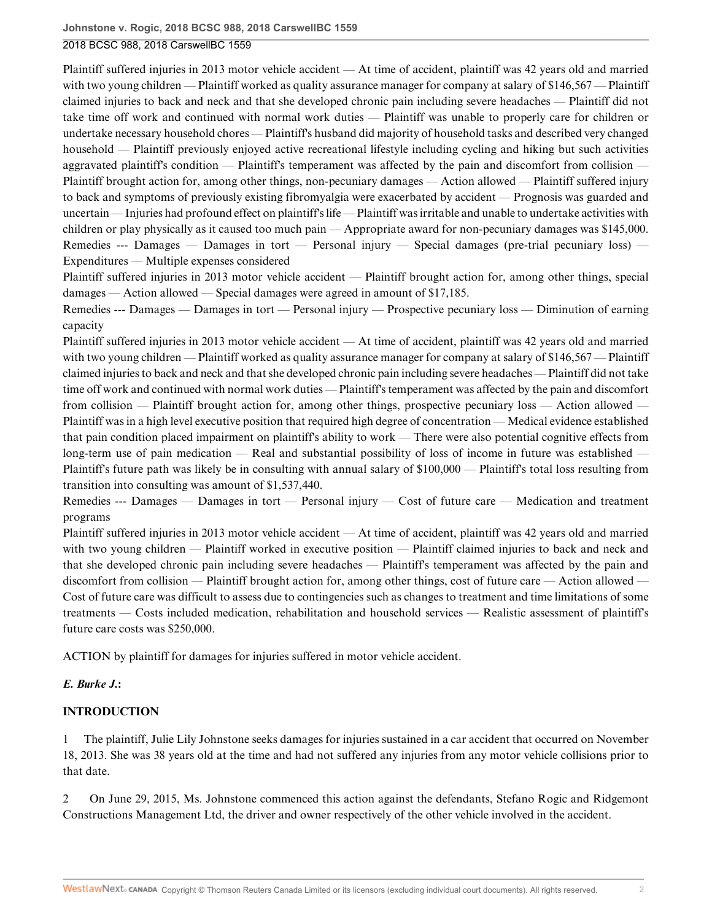Plaintiff suffered injuries in 2013 motor vehicle accident — At time of accident, plaintiff was 42 years old and married with two young children — Plaintiff worked as quality assurance manager for company at salary of $146,567 — Plaintiff claimed injuries to back and neck and that she developed chronic pain including severe headaches — Plaintiff did not take time off work and continued with normal work duties — Plaintiff was unable to properly care for children or undertake necessary household chores — Plaintiff's husband did majority of household tasks and described very changed household — Plaintiff previously enjoyed active recreational lifestyle including cycling and hiking but such activities aggravated plaintiff's condition — Plaintiff's temperament was affected by the pain and discomfort from collision — Plaintiff brought action for, among other things, non-pecuniary damages — Action allowed — Plaintiff suffered injury to back and symptoms of previously existing fibromyalgia were exacerbated by accident — Prognosis was guarded and uncertain — Injuries had profound effect on plaintiff's life — Plaintiff was irritable and unable to undertake activities with children or play physically as it caused too much pain — Appropriate award for non-pecuniary damages was $145,000.

Remedies --- Damages — Damages in tort — Personal injury — Special damages (pre-trial pecuniary loss) — Expenditures — Multiple expenses considered

Plaintiff suffered injuries in 2013 motor vehicle accident — Plaintiff brought action for, among other things, special damages — Action allowed — Special damages were agreed in amount of $17,185.

Remedies --- Damages — Damages in tort — Personal injury — Prospective pecuniary loss — Diminution of earning capacity

Plaintiff suffered injuries in 2013 motor vehicle accident — At time of accident, plaintiff was 42 years old and married with two young children — Plaintiff worked as quality assurance manager for company at salary of $146,567 — Plaintiff claimed injuries to back and neck and that she developed chronic pain including severe headaches — Plaintiff did not take time off work and continued with normal work duties — Plaintiff's temperament was affected by the pain and discomfort from collision — Plaintiff brought action for, among other things, prospective pecuniary loss — Action allowed — Plaintiff was in a high level executive position that required high degree of concentration — Medical evidence established that pain condition placed impairment on plaintiff's ability to work — There were also potential cognitive effects from long-term use of pain medication — Real and substantial possibility of loss of income in future was established — Plaintiff's future path was likely be in consulting with annual salary of $100,000 — Plaintiff's total loss resulting from transition into consulting was amount of $1,537,440.

Remedies --- Damages — Damages in tort — Personal injury — Cost of future care — Medication and treatment programs

Plaintiff suffered injuries in 2013 motor vehicle accident — At time of accident, plaintiff was 42 years old and married with two young children — Plaintiff worked in executive position — Plaintiff claimed injuries to back and neck and that she developed chronic pain including severe headaches — Plaintiff's temperament was affected by the pain and discomfort from collision — Plaintiff brought action for, among other things, cost of future care — Action allowed — Cost of future care was difficult to assess due to contingencies such as changes to treatment and time limitations of some treatments — Costs included medication, rehabilitation and household services — Realistic assessment of plaintiff's future care costs was $250,000.

ACTION by plaintiff for damages for injuries suffered in motor vehicle accident.

***E. Burke J.*:**

## INTRODUCTION

1 The plaintiff, Julie Lily Johnstone seeks damages for injuries sustained in a car accident that occurred on November 18, 2013. She was 38 years old at the time and had not suffered any injuries from any motor vehicle collisions prior to that date.

2 On June 29, 2015, Ms. Johnstone commenced this action against the defendants, Stefano Rogic and Ridgemont Constructions Management Ltd, the driver and owner respectively of the other vehicle involved in the accident.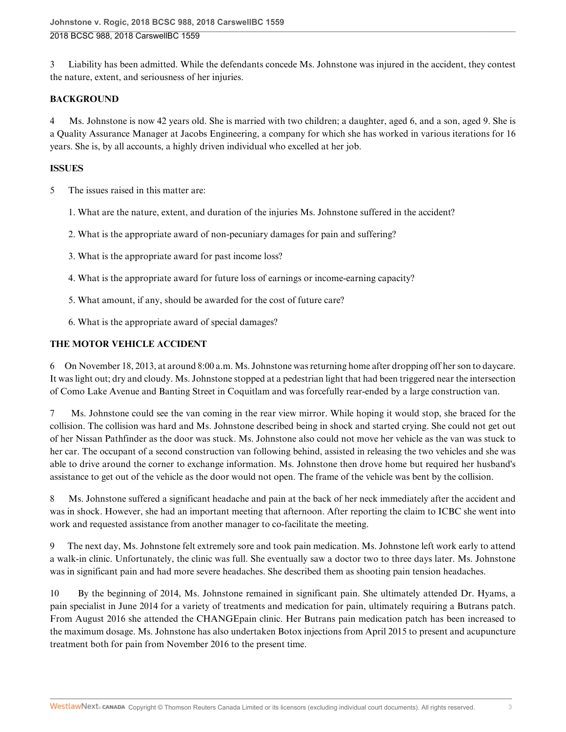3 Liability has been admitted. While the defendants concede Ms. Johnstone was injured in the accident, they contest the nature, extent, and seriousness of her injuries.

**BACKGROUND**

4 Ms. Johnstone is now 42 years old. She is married with two children; a daughter, aged 6, and a son, aged 9. She is a Quality Assurance Manager at Jacobs Engineering, a company for which she has worked in various iterations for 16 years. She is, by all accounts, a highly driven individual who excelled at her job.

**ISSUES**

5 The issues raised in this matter are:

1. What are the nature, extent, and duration of the injuries Ms. Johnstone suffered in the accident?

2. What is the appropriate award of non-pecuniary damages for pain and suffering?

3. What is the appropriate award for past income loss?

4. What is the appropriate award for future loss of earnings or income-earning capacity?

5. What amount, if any, should be awarded for the cost of future care?

6. What is the appropriate award of special damages?

**THE MOTOR VEHICLE ACCIDENT**

6 On November 18, 2013, at around 8:00 a.m. Ms. Johnstone was returning home after dropping off her son to daycare. It was light out; dry and cloudy. Ms. Johnstone stopped at a pedestrian light that had been triggered near the intersection of Como Lake Avenue and Banting Street in Coquitlam and was forcefully rear-ended by a large construction van.

7 Ms. Johnstone could see the van coming in the rear view mirror. While hoping it would stop, she braced for the collision. The collision was hard and Ms. Johnstone described being in shock and started crying. She could not get out of her Nissan Pathfinder as the door was stuck. Ms. Johnstone also could not move her vehicle as the van was stuck to her car. The occupant of a second construction van following behind, assisted in releasing the two vehicles and she was able to drive around the corner to exchange information. Ms. Johnstone then drove home but required her husband's assistance to get out of the vehicle as the door would not open. The frame of the vehicle was bent by the collision.

8 Ms. Johnstone suffered a significant headache and pain at the back of her neck immediately after the accident and was in shock. However, she had an important meeting that afternoon. After reporting the claim to ICBC she went into work and requested assistance from another manager to co-facilitate the meeting.

9 The next day, Ms. Johnstone felt extremely sore and took pain medication. Ms. Johnstone left work early to attend a walk-in clinic. Unfortunately, the clinic was full. She eventually saw a doctor two to three days later. Ms. Johnstone was in significant pain and had more severe headaches. She described them as shooting pain tension headaches.

10 By the beginning of 2014, Ms. Johnstone remained in significant pain. She ultimately attended Dr. Hyams, a pain specialist in June 2014 for a variety of treatments and medication for pain, ultimately requiring a Butrans patch. From August 2016 she attended the CHANGEpain clinic. Her Butrans pain medication patch has been increased to the maximum dosage. Ms. Johnstone has also undertaken Botox injections from April 2015 to present and acupuncture treatment both for pain from November 2016 to the present time.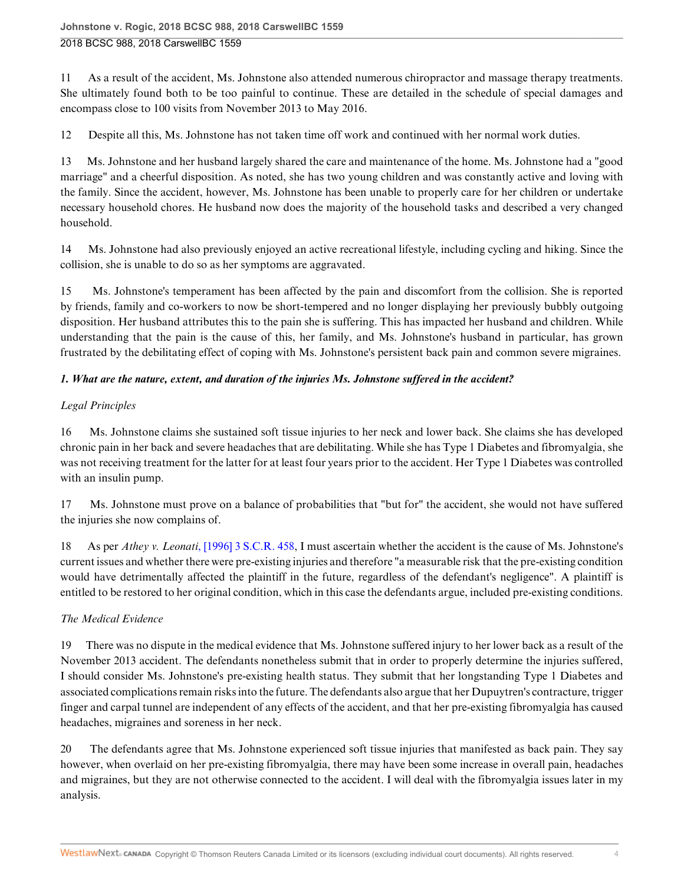11 As a result of the accident, Ms. Johnstone also attended numerous chiropractor and massage therapy treatments. She ultimately found both to be too painful to continue. These are detailed in the schedule of special damages and encompass close to 100 visits from November 2013 to May 2016.

12 Despite all this, Ms. Johnstone has not taken time off work and continued with her normal work duties.

13 Ms. Johnstone and her husband largely shared the care and maintenance of the home. Ms. Johnstone had a "good marriage" and a cheerful disposition. As noted, she has two young children and was constantly active and loving with the family. Since the accident, however, Ms. Johnstone has been unable to properly care for her children or undertake necessary household chores. He husband now does the majority of the household tasks and described a very changed household.

14 Ms. Johnstone had also previously enjoyed an active recreational lifestyle, including cycling and hiking. Since the collision, she is unable to do so as her symptoms are aggravated.

15 Ms. Johnstone's temperament has been affected by the pain and discomfort from the collision. She is reported by friends, family and co-workers to now be short-tempered and no longer displaying her previously bubbly outgoing disposition. Her husband attributes this to the pain she is suffering. This has impacted her husband and children. While understanding that the pain is the cause of this, her family, and Ms. Johnstone's husband in particular, has grown frustrated by the debilitating effect of coping with Ms. Johnstone's persistent back pain and common severe migraines.

### *1. What are the nature, extent, and duration of the injuries Ms. Johnstone suffered in the accident?*

*Legal Principles*

16 Ms. Johnstone claims she sustained soft tissue injuries to her neck and lower back. She claims she has developed chronic pain in her back and severe headaches that are debilitating. While she has Type 1 Diabetes and fibromyalgia, she was not receiving treatment for the latter for at least four years prior to the accident. Her Type 1 Diabetes was controlled with an insulin pump.

17 Ms. Johnstone must prove on a balance of probabilities that "but for" the accident, she would not have suffered the injuries she now complains of.

18 As per *Athey v. Leonati*, [1996] 3 S.C.R. 458, I must ascertain whether the accident is the cause of Ms. Johnstone's current issues and whether there were pre-existing injuries and therefore "a measurable risk that the pre-existing condition would have detrimentally affected the plaintiff in the future, regardless of the defendant's negligence". A plaintiff is entitled to be restored to her original condition, which in this case the defendants argue, included pre-existing conditions.

*The Medical Evidence*

19 There was no dispute in the medical evidence that Ms. Johnstone suffered injury to her lower back as a result of the November 2013 accident. The defendants nonetheless submit that in order to properly determine the injuries suffered, I should consider Ms. Johnstone's pre-existing health status. They submit that her longstanding Type 1 Diabetes and associated complications remain risks into the future. The defendants also argue that her Dupuytren's contracture, trigger finger and carpal tunnel are independent of any effects of the accident, and that her pre-existing fibromyalgia has caused headaches, migraines and soreness in her neck.

20 The defendants agree that Ms. Johnstone experienced soft tissue injuries that manifested as back pain. They say however, when overlaid on her pre-existing fibromyalgia, there may have been some increase in overall pain, headaches and migraines, but they are not otherwise connected to the accident. I will deal with the fibromyalgia issues later in my analysis.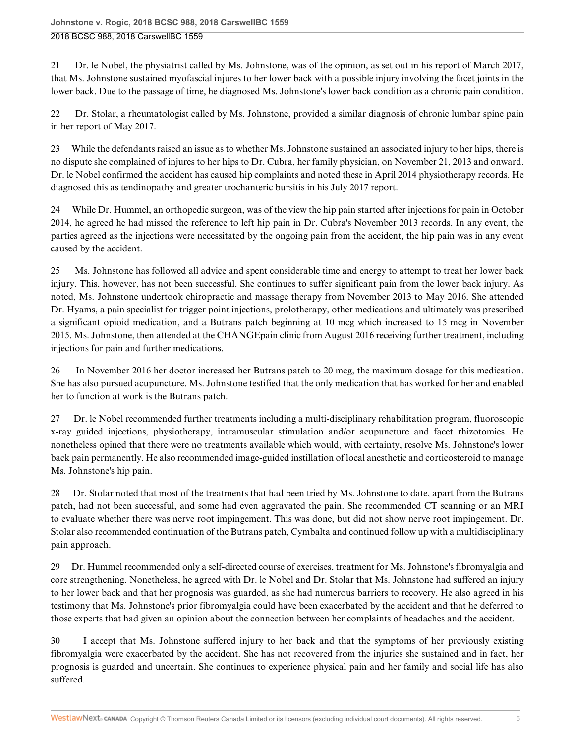21 Dr. le Nobel, the physiatrist called by Ms. Johnstone, was of the opinion, as set out in his report of March 2017, that Ms. Johnstone sustained myofascial injures to her lower back with a possible injury involving the facet joints in the lower back. Due to the passage of time, he diagnosed Ms. Johnstone's lower back condition as a chronic pain condition.

22 Dr. Stolar, a rheumatologist called by Ms. Johnstone, provided a similar diagnosis of chronic lumbar spine pain in her report of May 2017.

23 While the defendants raised an issue as to whether Ms. Johnstone sustained an associated injury to her hips, there is no dispute she complained of injures to her hips to Dr. Cubra, her family physician, on November 21, 2013 and onward. Dr. le Nobel confirmed the accident has caused hip complaints and noted these in April 2014 physiotherapy records. He diagnosed this as tendinopathy and greater trochanteric bursitis in his July 2017 report.

24 While Dr. Hummel, an orthopedic surgeon, was of the view the hip pain started after injections for pain in October 2014, he agreed he had missed the reference to left hip pain in Dr. Cubra's November 2013 records. In any event, the parties agreed as the injections were necessitated by the ongoing pain from the accident, the hip pain was in any event caused by the accident.

25 Ms. Johnstone has followed all advice and spent considerable time and energy to attempt to treat her lower back injury. This, however, has not been successful. She continues to suffer significant pain from the lower back injury. As noted, Ms. Johnstone undertook chiropractic and massage therapy from November 2013 to May 2016. She attended Dr. Hyams, a pain specialist for trigger point injections, prolotherapy, other medications and ultimately was prescribed a significant opioid medication, and a Butrans patch beginning at 10 mcg which increased to 15 mcg in November 2015. Ms. Johnstone, then attended at the CHANGEpain clinic from August 2016 receiving further treatment, including injections for pain and further medications.

26 In November 2016 her doctor increased her Butrans patch to 20 mcg, the maximum dosage for this medication. She has also pursued acupuncture. Ms. Johnstone testified that the only medication that has worked for her and enabled her to function at work is the Butrans patch.

27 Dr. le Nobel recommended further treatments including a multi-disciplinary rehabilitation program, fluoroscopic x-ray guided injections, physiotherapy, intramuscular stimulation and/or acupuncture and facet rhizotomies. He nonetheless opined that there were no treatments available which would, with certainty, resolve Ms. Johnstone's lower back pain permanently. He also recommended image-guided instillation of local anesthetic and corticosteroid to manage Ms. Johnstone's hip pain.

28 Dr. Stolar noted that most of the treatments that had been tried by Ms. Johnstone to date, apart from the Butrans patch, had not been successful, and some had even aggravated the pain. She recommended CT scanning or an MRI to evaluate whether there was nerve root impingement. This was done, but did not show nerve root impingement. Dr. Stolar also recommended continuation of the Butrans patch, Cymbalta and continued follow up with a multidisciplinary pain approach.

29 Dr. Hummel recommended only a self-directed course of exercises, treatment for Ms. Johnstone's fibromyalgia and core strengthening. Nonetheless, he agreed with Dr. le Nobel and Dr. Stolar that Ms. Johnstone had suffered an injury to her lower back and that her prognosis was guarded, as she had numerous barriers to recovery. He also agreed in his testimony that Ms. Johnstone's prior fibromyalgia could have been exacerbated by the accident and that he deferred to those experts that had given an opinion about the connection between her complaints of headaches and the accident.

30 I accept that Ms. Johnstone suffered injury to her back and that the symptoms of her previously existing fibromyalgia were exacerbated by the accident. She has not recovered from the injuries she sustained and in fact, her prognosis is guarded and uncertain. She continues to experience physical pain and her family and social life has also suffered.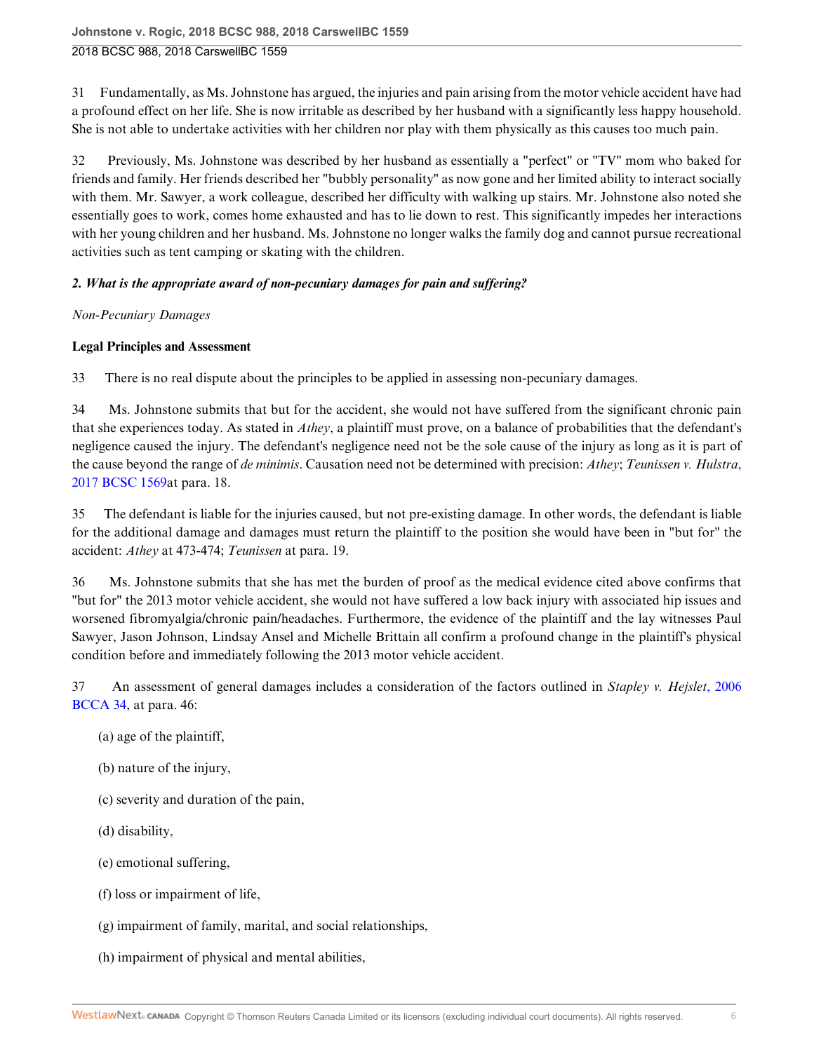31 Fundamentally, as Ms. Johnstone has argued, the injuries and pain arising from the motor vehicle accident have had a profound effect on her life. She is now irritable as described by her husband with a significantly less happy household. She is not able to undertake activities with her children nor play with them physically as this causes too much pain.

32 Previously, Ms. Johnstone was described by her husband as essentially a "perfect" or "TV" mom who baked for friends and family. Her friends described her "bubbly personality" as now gone and her limited ability to interact socially with them. Mr. Sawyer, a work colleague, described her difficulty with walking up stairs. Mr. Johnstone also noted she essentially goes to work, comes home exhausted and has to lie down to rest. This significantly impedes her interactions with her young children and her husband. Ms. Johnstone no longer walks the family dog and cannot pursue recreational activities such as tent camping or skating with the children.

***2. What is the appropriate award of non-pecuniary damages for pain and suffering?***

*Non-Pecuniary Damages*

**Legal Principles and Assessment**

33 There is no real dispute about the principles to be applied in assessing non-pecuniary damages.

34 Ms. Johnstone submits that but for the accident, she would not have suffered from the significant chronic pain that she experiences today. As stated in *Athey*, a plaintiff must prove, on a balance of probabilities that the defendant's negligence caused the injury. The defendant's negligence need not be the sole cause of the injury as long as it is part of the cause beyond the range of *de minimis*. Causation need not be determined with precision: *Athey*; *Teunissen v. Hulstra*, 2017 BCSC 1569at para. 18.

35 The defendant is liable for the injuries caused, but not pre-existing damage. In other words, the defendant is liable for the additional damage and damages must return the plaintiff to the position she would have been in "but for" the accident: *Athey* at 473-474; *Teunissen* at para. 19.

36 Ms. Johnstone submits that she has met the burden of proof as the medical evidence cited above confirms that "but for" the 2013 motor vehicle accident, she would not have suffered a low back injury with associated hip issues and worsened fibromyalgia/chronic pain/headaches. Furthermore, the evidence of the plaintiff and the lay witnesses Paul Sawyer, Jason Johnson, Lindsay Ansel and Michelle Brittain all confirm a profound change in the plaintiff's physical condition before and immediately following the 2013 motor vehicle accident.

37 An assessment of general damages includes a consideration of the factors outlined in *Stapley v. Hejslet*, 2006 BCCA 34, at para. 46:

(a) age of the plaintiff,

(b) nature of the injury,

(c) severity and duration of the pain,

(d) disability,

(e) emotional suffering,

(f) loss or impairment of life,

(g) impairment of family, marital, and social relationships,

(h) impairment of physical and mental abilities,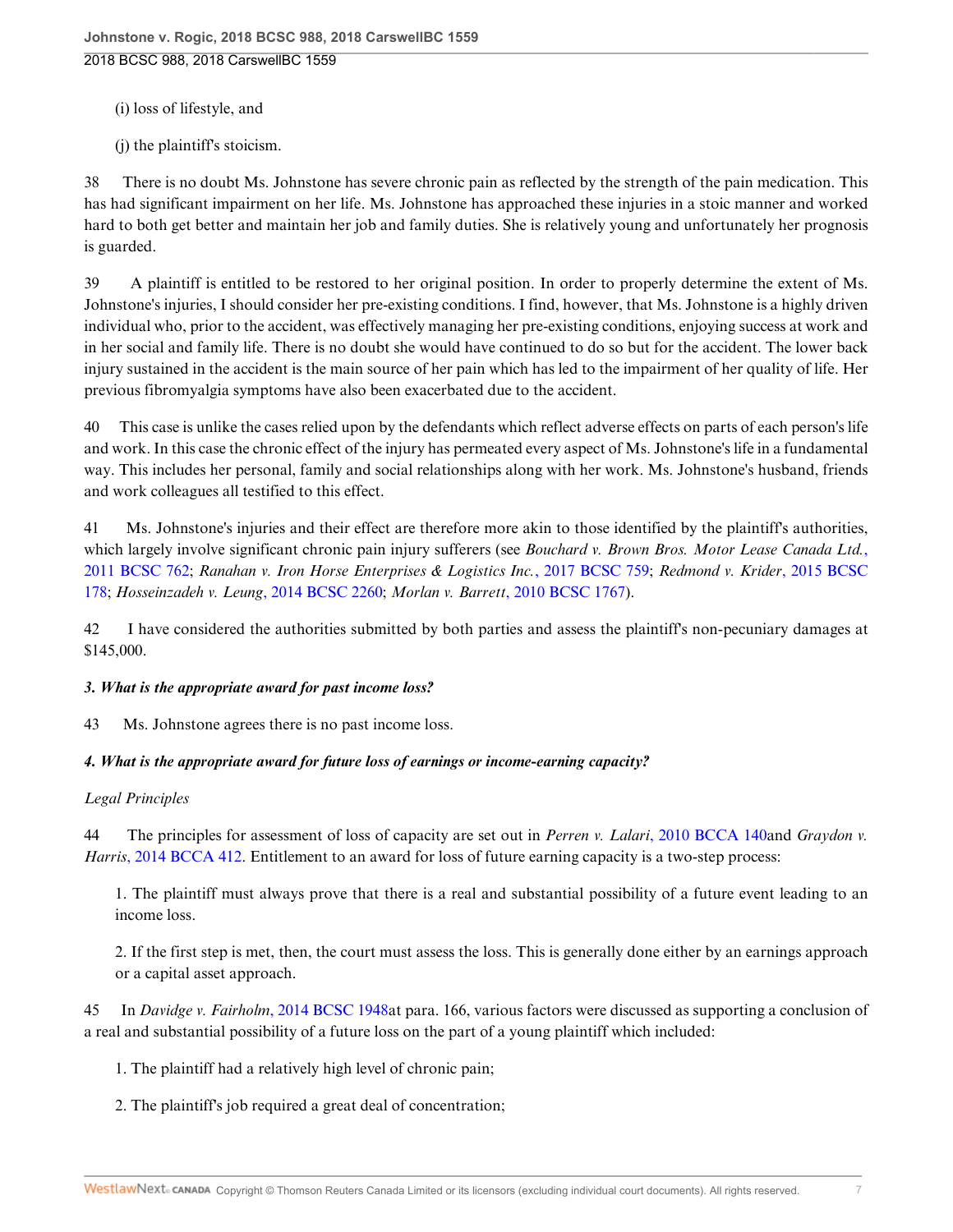(i) loss of lifestyle, and

(j) the plaintiff's stoicism.

38 There is no doubt Ms. Johnstone has severe chronic pain as reflected by the strength of the pain medication. This has had significant impairment on her life. Ms. Johnstone has approached these injuries in a stoic manner and worked hard to both get better and maintain her job and family duties. She is relatively young and unfortunately her prognosis is guarded.

39 A plaintiff is entitled to be restored to her original position. In order to properly determine the extent of Ms. Johnstone's injuries, I should consider her pre-existing conditions. I find, however, that Ms. Johnstone is a highly driven individual who, prior to the accident, was effectively managing her pre-existing conditions, enjoying success at work and in her social and family life. There is no doubt she would have continued to do so but for the accident. The lower back injury sustained in the accident is the main source of her pain which has led to the impairment of her quality of life. Her previous fibromyalgia symptoms have also been exacerbated due to the accident.

40 This case is unlike the cases relied upon by the defendants which reflect adverse effects on parts of each person's life and work. In this case the chronic effect of the injury has permeated every aspect of Ms. Johnstone's life in a fundamental way. This includes her personal, family and social relationships along with her work. Ms. Johnstone's husband, friends and work colleagues all testified to this effect.

41 Ms. Johnstone's injuries and their effect are therefore more akin to those identified by the plaintiff's authorities, which largely involve significant chronic pain injury sufferers (see *Bouchard v. Brown Bros. Motor Lease Canada Ltd.*, 2011 BCSC 762; *Ranahan v. Iron Horse Enterprises & Logistics Inc.*, 2017 BCSC 759; *Redmond v. Krider*, 2015 BCSC 178; *Hosseinzadeh v. Leung*, 2014 BCSC 2260; *Morlan v. Barrett*, 2010 BCSC 1767).

42 I have considered the authorities submitted by both parties and assess the plaintiff's non-pecuniary damages at $145,000.

***3. What is the appropriate award for past income loss?***

43 Ms. Johnstone agrees there is no past income loss.

***4. What is the appropriate award for future loss of earnings or income-earning capacity?***

*Legal Principles*

44 The principles for assessment of loss of capacity are set out in *Perren v. Lalari*, 2010 BCCA 140and *Graydon v. Harris*, 2014 BCCA 412. Entitlement to an award for loss of future earning capacity is a two-step process:

1. The plaintiff must always prove that there is a real and substantial possibility of a future event leading to an income loss.

2. If the first step is met, then, the court must assess the loss. This is generally done either by an earnings approach or a capital asset approach.

45 In *Davidge v. Fairholm*, 2014 BCSC 1948at para. 166, various factors were discussed as supporting a conclusion of a real and substantial possibility of a future loss on the part of a young plaintiff which included:

1. The plaintiff had a relatively high level of chronic pain;

2. The plaintiff's job required a great deal of concentration;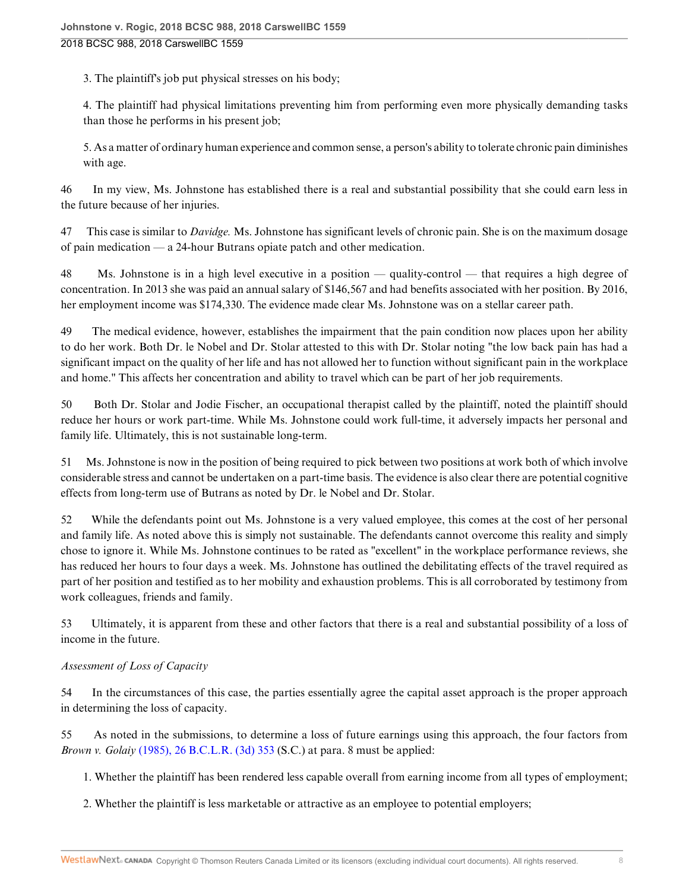3. The plaintiff's job put physical stresses on his body;

4. The plaintiff had physical limitations preventing him from performing even more physically demanding tasks than those he performs in his present job;

5. As a matter of ordinary human experience and common sense, a person's ability to tolerate chronic pain diminishes with age.

46 In my view, Ms. Johnstone has established there is a real and substantial possibility that she could earn less in the future because of her injuries.

47 This case is similar to *Davidge.* Ms. Johnstone has significant levels of chronic pain. She is on the maximum dosage of pain medication — a 24-hour Butrans opiate patch and other medication.

48 Ms. Johnstone is in a high level executive in a position — quality-control — that requires a high degree of concentration. In 2013 she was paid an annual salary of $146,567 and had benefits associated with her position. By 2016, her employment income was $174,330. The evidence made clear Ms. Johnstone was on a stellar career path.

49 The medical evidence, however, establishes the impairment that the pain condition now places upon her ability to do her work. Both Dr. le Nobel and Dr. Stolar attested to this with Dr. Stolar noting "the low back pain has had a significant impact on the quality of her life and has not allowed her to function without significant pain in the workplace and home." This affects her concentration and ability to travel which can be part of her job requirements.

50 Both Dr. Stolar and Jodie Fischer, an occupational therapist called by the plaintiff, noted the plaintiff should reduce her hours or work part-time. While Ms. Johnstone could work full-time, it adversely impacts her personal and family life. Ultimately, this is not sustainable long-term.

51 Ms. Johnstone is now in the position of being required to pick between two positions at work both of which involve considerable stress and cannot be undertaken on a part-time basis. The evidence is also clear there are potential cognitive effects from long-term use of Butrans as noted by Dr. le Nobel and Dr. Stolar.

52 While the defendants point out Ms. Johnstone is a very valued employee, this comes at the cost of her personal and family life. As noted above this is simply not sustainable. The defendants cannot overcome this reality and simply chose to ignore it. While Ms. Johnstone continues to be rated as "excellent" in the workplace performance reviews, she has reduced her hours to four days a week. Ms. Johnstone has outlined the debilitating effects of the travel required as part of her position and testified as to her mobility and exhaustion problems. This is all corroborated by testimony from work colleagues, friends and family.

53 Ultimately, it is apparent from these and other factors that there is a real and substantial possibility of a loss of income in the future.

*Assessment of Loss of Capacity*

54 In the circumstances of this case, the parties essentially agree the capital asset approach is the proper approach in determining the loss of capacity.

55 As noted in the submissions, to determine a loss of future earnings using this approach, the four factors from *Brown v. Golaiy* (1985), 26 B.C.L.R. (3d) 353 (S.C.) at para. 8 must be applied:

1. Whether the plaintiff has been rendered less capable overall from earning income from all types of employment;

2. Whether the plaintiff is less marketable or attractive as an employee to potential employers;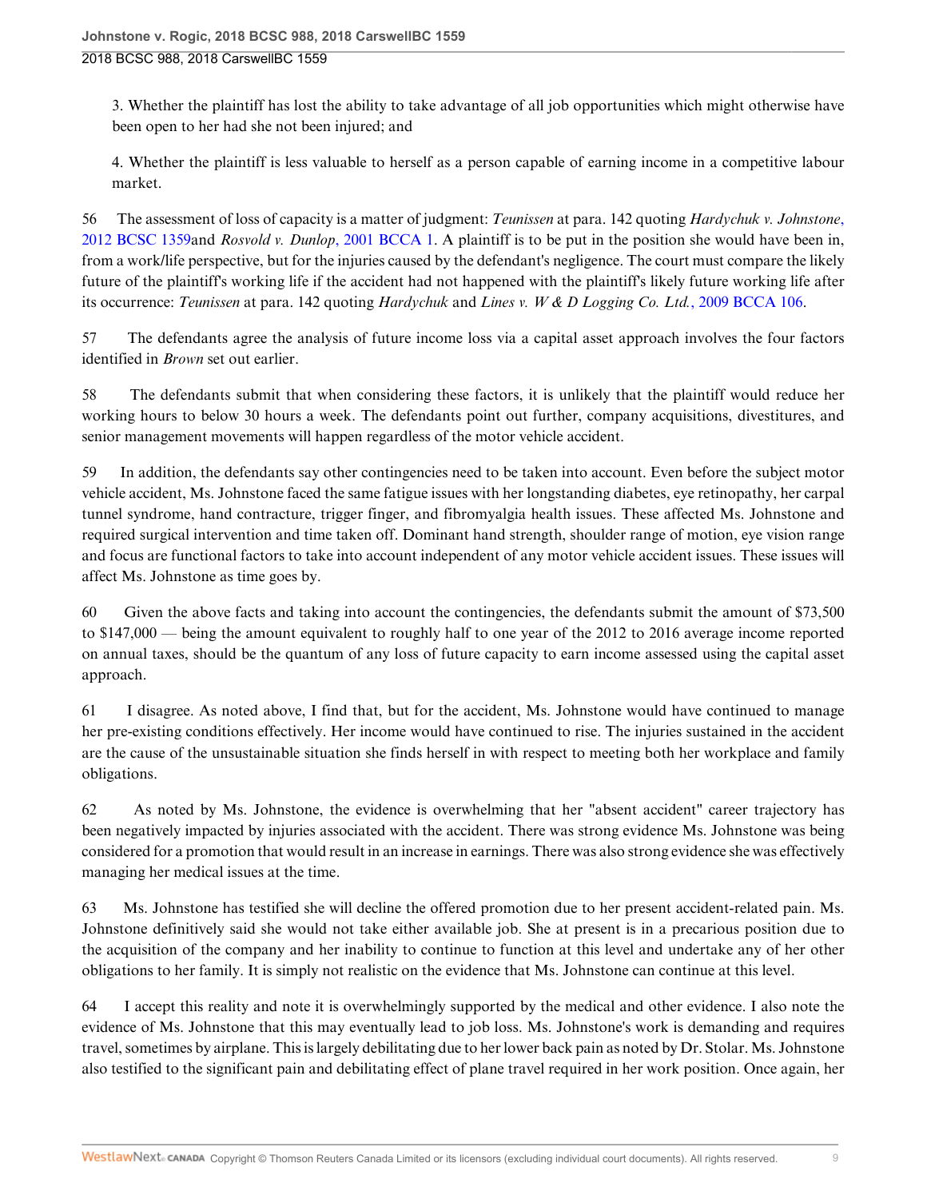3. Whether the plaintiff has lost the ability to take advantage of all job opportunities which might otherwise have been open to her had she not been injured; and

4. Whether the plaintiff is less valuable to herself as a person capable of earning income in a competitive labour market.

56 The assessment of loss of capacity is a matter of judgment: *Teunissen* at para. 142 quoting *Hardychuk v. Johnstone*, 2012 BCSC 1359and *Rosvold v. Dunlop*, 2001 BCCA 1. A plaintiff is to be put in the position she would have been in, from a work/life perspective, but for the injuries caused by the defendant's negligence. The court must compare the likely future of the plaintiff's working life if the accident had not happened with the plaintiff's likely future working life after its occurrence: *Teunissen* at para. 142 quoting *Hardychuk* and *Lines v. W & D Logging Co. Ltd.*, 2009 BCCA 106.

57 The defendants agree the analysis of future income loss via a capital asset approach involves the four factors identified in *Brown* set out earlier.

58 The defendants submit that when considering these factors, it is unlikely that the plaintiff would reduce her working hours to below 30 hours a week. The defendants point out further, company acquisitions, divestitures, and senior management movements will happen regardless of the motor vehicle accident.

59 In addition, the defendants say other contingencies need to be taken into account. Even before the subject motor vehicle accident, Ms. Johnstone faced the same fatigue issues with her longstanding diabetes, eye retinopathy, her carpal tunnel syndrome, hand contracture, trigger finger, and fibromyalgia health issues. These affected Ms. Johnstone and required surgical intervention and time taken off. Dominant hand strength, shoulder range of motion, eye vision range and focus are functional factors to take into account independent of any motor vehicle accident issues. These issues will affect Ms. Johnstone as time goes by.

60 Given the above facts and taking into account the contingencies, the defendants submit the amount of $73,500 to $147,000 — being the amount equivalent to roughly half to one year of the 2012 to 2016 average income reported on annual taxes, should be the quantum of any loss of future capacity to earn income assessed using the capital asset approach.

61 I disagree. As noted above, I find that, but for the accident, Ms. Johnstone would have continued to manage her pre-existing conditions effectively. Her income would have continued to rise. The injuries sustained in the accident are the cause of the unsustainable situation she finds herself in with respect to meeting both her workplace and family obligations.

62 As noted by Ms. Johnstone, the evidence is overwhelming that her "absent accident" career trajectory has been negatively impacted by injuries associated with the accident. There was strong evidence Ms. Johnstone was being considered for a promotion that would result in an increase in earnings. There was also strong evidence she was effectively managing her medical issues at the time.

63 Ms. Johnstone has testified she will decline the offered promotion due to her present accident-related pain. Ms. Johnstone definitively said she would not take either available job. She at present is in a precarious position due to the acquisition of the company and her inability to continue to function at this level and undertake any of her other obligations to her family. It is simply not realistic on the evidence that Ms. Johnstone can continue at this level.

64 I accept this reality and note it is overwhelmingly supported by the medical and other evidence. I also note the evidence of Ms. Johnstone that this may eventually lead to job loss. Ms. Johnstone's work is demanding and requires travel, sometimes by airplane. This is largely debilitating due to her lower back pain as noted by Dr. Stolar. Ms. Johnstone also testified to the significant pain and debilitating effect of plane travel required in her work position. Once again, her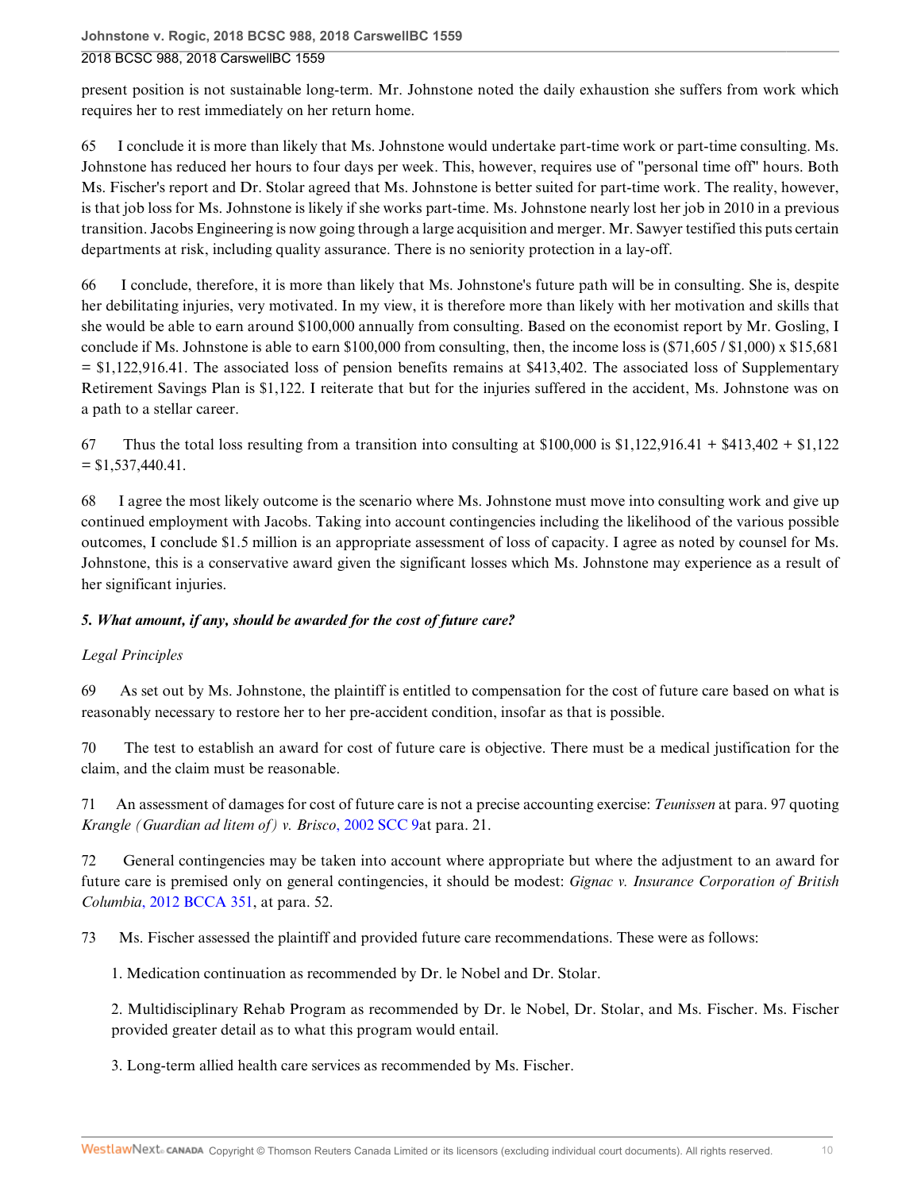present position is not sustainable long-term. Mr. Johnstone noted the daily exhaustion she suffers from work which requires her to rest immediately on her return home.

65 I conclude it is more than likely that Ms. Johnstone would undertake part-time work or part-time consulting. Ms. Johnstone has reduced her hours to four days per week. This, however, requires use of "personal time off" hours. Both Ms. Fischer's report and Dr. Stolar agreed that Ms. Johnstone is better suited for part-time work. The reality, however, is that job loss for Ms. Johnstone is likely if she works part-time. Ms. Johnstone nearly lost her job in 2010 in a previous transition. Jacobs Engineering is now going through a large acquisition and merger. Mr. Sawyer testified this puts certain departments at risk, including quality assurance. There is no seniority protection in a lay-off.

66 I conclude, therefore, it is more than likely that Ms. Johnstone's future path will be in consulting. She is, despite her debilitating injuries, very motivated. In my view, it is therefore more than likely with her motivation and skills that she would be able to earn around $100,000 annually from consulting. Based on the economist report by Mr. Gosling, I conclude if Ms. Johnstone is able to earn $100,000 from consulting, then, the income loss is ($71,605 / $1,000) x $15,681 = $1,122,916.41. The associated loss of pension benefits remains at $413,402. The associated loss of Supplementary Retirement Savings Plan is $1,122. I reiterate that but for the injuries suffered in the accident, Ms. Johnstone was on a path to a stellar career.

67 Thus the total loss resulting from a transition into consulting at $100,000 is $1,122,916.41 + $413,402 + $1,122 = $1,537,440.41.

68 I agree the most likely outcome is the scenario where Ms. Johnstone must move into consulting work and give up continued employment with Jacobs. Taking into account contingencies including the likelihood of the various possible outcomes, I conclude $1.5 million is an appropriate assessment of loss of capacity. I agree as noted by counsel for Ms. Johnstone, this is a conservative award given the significant losses which Ms. Johnstone may experience as a result of her significant injuries.

***5. What amount, if any, should be awarded for the cost of future care?***

*Legal Principles*

69 As set out by Ms. Johnstone, the plaintiff is entitled to compensation for the cost of future care based on what is reasonably necessary to restore her to her pre-accident condition, insofar as that is possible.

70 The test to establish an award for cost of future care is objective. There must be a medical justification for the claim, and the claim must be reasonable.

71 An assessment of damages for cost of future care is not a precise accounting exercise: *Teunissen* at para. 97 quoting *Krangle (Guardian ad litem of) v. Brisco*, 2002 SCC 9at para. 21.

72 General contingencies may be taken into account where appropriate but where the adjustment to an award for future care is premised only on general contingencies, it should be modest: *Gignac v. Insurance Corporation of British Columbia*, 2012 BCCA 351, at para. 52.

73 Ms. Fischer assessed the plaintiff and provided future care recommendations. These were as follows:

1. Medication continuation as recommended by Dr. le Nobel and Dr. Stolar.

2. Multidisciplinary Rehab Program as recommended by Dr. le Nobel, Dr. Stolar, and Ms. Fischer. Ms. Fischer provided greater detail as to what this program would entail.

3. Long-term allied health care services as recommended by Ms. Fischer.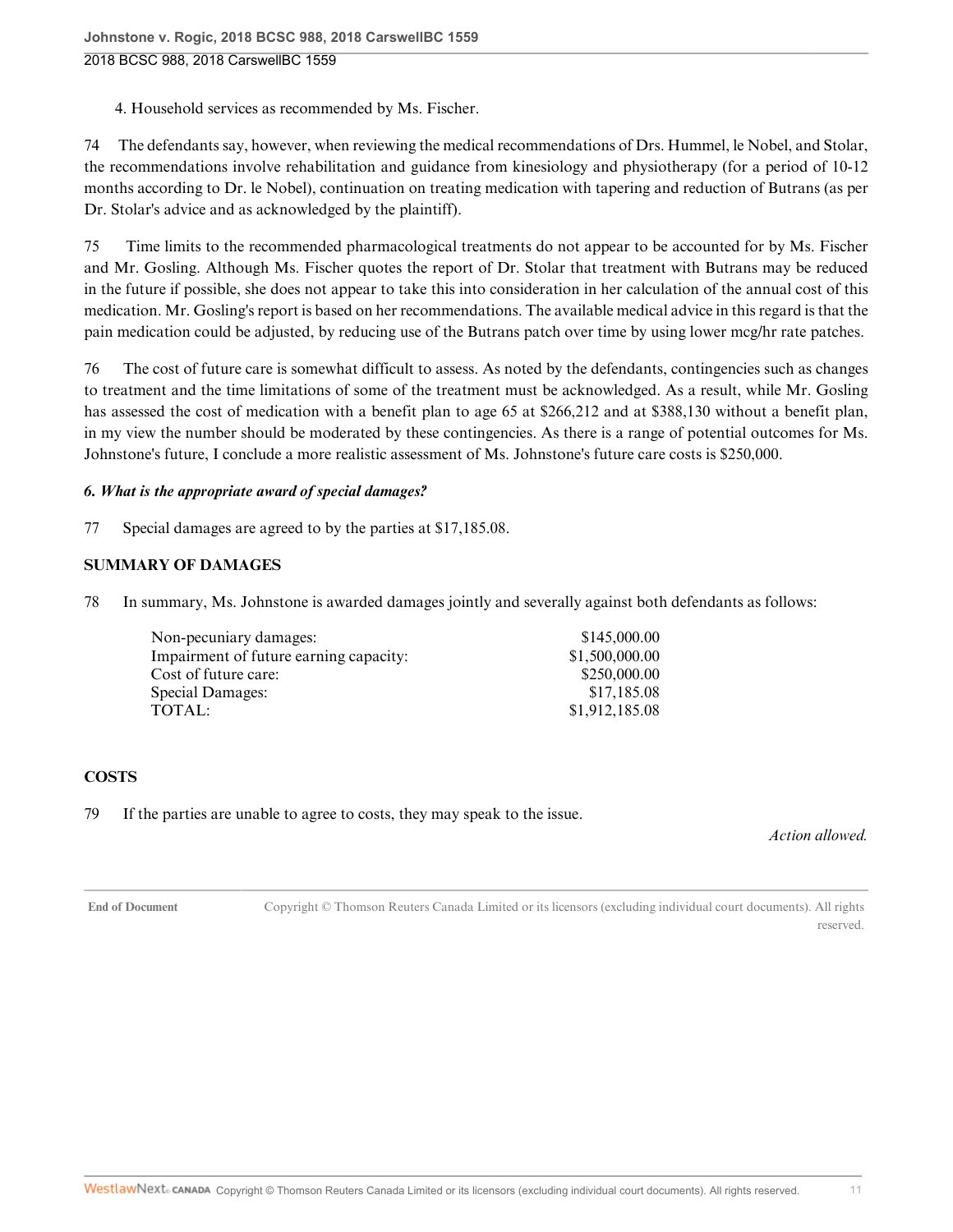4. Household services as recommended by Ms. Fischer.

74 The defendants say, however, when reviewing the medical recommendations of Drs. Hummel, le Nobel, and Stolar, the recommendations involve rehabilitation and guidance from kinesiology and physiotherapy (for a period of 10-12 months according to Dr. le Nobel), continuation on treating medication with tapering and reduction of Butrans (as per Dr. Stolar's advice and as acknowledged by the plaintiff).

75 Time limits to the recommended pharmacological treatments do not appear to be accounted for by Ms. Fischer and Mr. Gosling. Although Ms. Fischer quotes the report of Dr. Stolar that treatment with Butrans may be reduced in the future if possible, she does not appear to take this into consideration in her calculation of the annual cost of this medication. Mr. Gosling's report is based on her recommendations. The available medical advice in this regard is that the pain medication could be adjusted, by reducing use of the Butrans patch over time by using lower mcg/hr rate patches.

76 The cost of future care is somewhat difficult to assess. As noted by the defendants, contingencies such as changes to treatment and the time limitations of some of the treatment must be acknowledged. As a result, while Mr. Gosling has assessed the cost of medication with a benefit plan to age 65 at $266,212 and at $388,130 without a benefit plan, in my view the number should be moderated by these contingencies. As there is a range of potential outcomes for Ms. Johnstone's future, I conclude a more realistic assessment of Ms. Johnstone's future care costs is $250,000.

### *6. What is the appropriate award of special damages?*

77 Special damages are agreed to by the parties at $17,185.08.

## SUMMARY OF DAMAGES

78 In summary, Ms. Johnstone is awarded damages jointly and severally against both defendants as follows:

| | |
|---|---|
| Non-pecuniary damages: | $145,000.00 |
| Impairment of future earning capacity: | $1,500,000.00 |
| Cost of future care: | $250,000.00 |
| Special Damages: | $17,185.08 |
| TOTAL: | $1,912,185.08 |

## COSTS

79 If the parties are unable to agree to costs, they may speak to the issue.

*Action allowed.*

End of Document

Copyright © Thomson Reuters Canada Limited or its licensors (excluding individual court documents). All rights reserved.